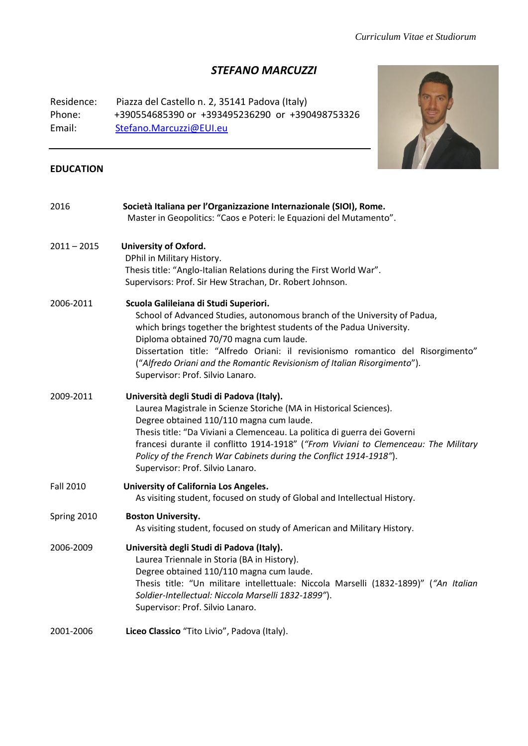*Curriculum Vitae et Studiorum*

# *STEFANO MARCUZZI*

Residence: Piazza del Castello n. 2, 35141 Padova (Italy)
Phone: +390554685390 or +393495236290 or +390498753326
Email: Stefano.Marcuzzi@EUI.eu

---

## EDUCATION

**2016** — **Società Italiana per l'Organizzazione Internazionale (SIOI), Rome.**
Master in Geopolitics: "Caos e Poteri: le Equazioni del Mutamento".

**2011 – 2015** — **University of Oxford.**
DPhil in Military History.
Thesis title: "Anglo-Italian Relations during the First World War".
Supervisors: Prof. Sir Hew Strachan, Dr. Robert Johnson.

**2006-2011** — **Scuola Galileiana di Studi Superiori.**
School of Advanced Studies, autonomous branch of the University of Padua, which brings together the brightest students of the Padua University.
Diploma obtained 70/70 magna cum laude.
Dissertation title: "Alfredo Oriani: il revisionismo romantico del Risorgimento" (*"Alfredo Oriani and the Romantic Revisionism of Italian Risorgimento"*).
Supervisor: Prof. Silvio Lanaro.

**2009-2011** — **Università degli Studi di Padova (Italy).**
Laurea Magistrale in Scienze Storiche (MA in Historical Sciences).
Degree obtained 110/110 magna cum laude.
Thesis title: "Da Viviani a Clemenceau. La politica di guerra dei Governi francesi durante il conflitto 1914-1918" (*"From Viviani to Clemenceau: The Military Policy of the French War Cabinets during the Conflict 1914-1918"*).
Supervisor: Prof. Silvio Lanaro.

**Fall 2010** — **University of California Los Angeles.**
As visiting student, focused on study of Global and Intellectual History.

**Spring 2010** — **Boston University.**
As visiting student, focused on study of American and Military History.

**2006-2009** — **Università degli Studi di Padova (Italy).**
Laurea Triennale in Storia (BA in History).
Degree obtained 110/110 magna cum laude.
Thesis title: "Un militare intellettuale: Niccola Marselli (1832-1899)" (*"An Italian Soldier-Intellectual: Niccola Marselli 1832-1899"*).
Supervisor: Prof. Silvio Lanaro.

**2001-2006** — **Liceo Classico** "Tito Livio", Padova (Italy).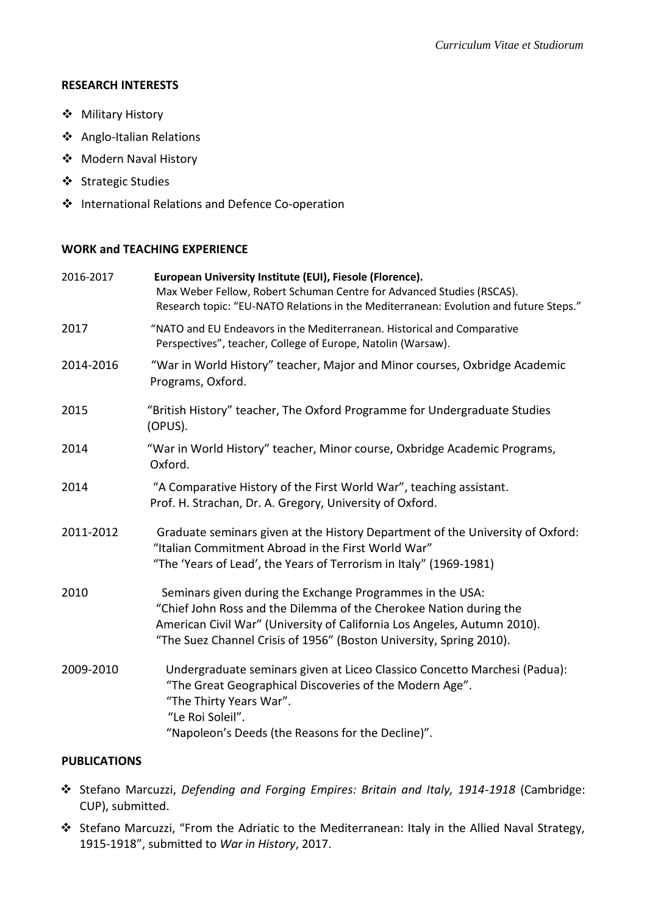## RESEARCH INTERESTS

- Military History
- Anglo-Italian Relations
- Modern Naval History
- Strategic Studies
- International Relations and Defence Co-operation

## WORK and TEACHING EXPERIENCE

| | |
|---|---|
| 2016-2017 | **European University Institute (EUI), Fiesole (Florence).** Max Weber Fellow, Robert Schuman Centre for Advanced Studies (RSCAS). Research topic: "EU-NATO Relations in the Mediterranean: Evolution and future Steps." |
| 2017 | "NATO and EU Endeavors in the Mediterranean. Historical and Comparative Perspectives", teacher, College of Europe, Natolin (Warsaw). |
| 2014-2016 | "War in World History" teacher, Major and Minor courses, Oxbridge Academic Programs, Oxford. |
| 2015 | "British History" teacher, The Oxford Programme for Undergraduate Studies (OPUS). |
| 2014 | "War in World History" teacher, Minor course, Oxbridge Academic Programs, Oxford. |
| 2014 | "A Comparative History of the First World War", teaching assistant. Prof. H. Strachan, Dr. A. Gregory, University of Oxford. |
| 2011-2012 | Graduate seminars given at the History Department of the University of Oxford: "Italian Commitment Abroad in the First World War" "The 'Years of Lead', the Years of Terrorism in Italy" (1969-1981) |
| 2010 | Seminars given during the Exchange Programmes in the USA: "Chief John Ross and the Dilemma of the Cherokee Nation during the American Civil War" (University of California Los Angeles, Autumn 2010). "The Suez Channel Crisis of 1956" (Boston University, Spring 2010). |
| 2009-2010 | Undergraduate seminars given at Liceo Classico Concetto Marchesi (Padua): "The Great Geographical Discoveries of the Modern Age". "The Thirty Years War". "Le Roi Soleil". "Napoleon's Deeds (the Reasons for the Decline)". |

## PUBLICATIONS

- Stefano Marcuzzi, *Defending and Forging Empires: Britain and Italy, 1914-1918* (Cambridge: CUP), submitted.
- Stefano Marcuzzi, "From the Adriatic to the Mediterranean: Italy in the Allied Naval Strategy, 1915-1918", submitted to *War in History*, 2017.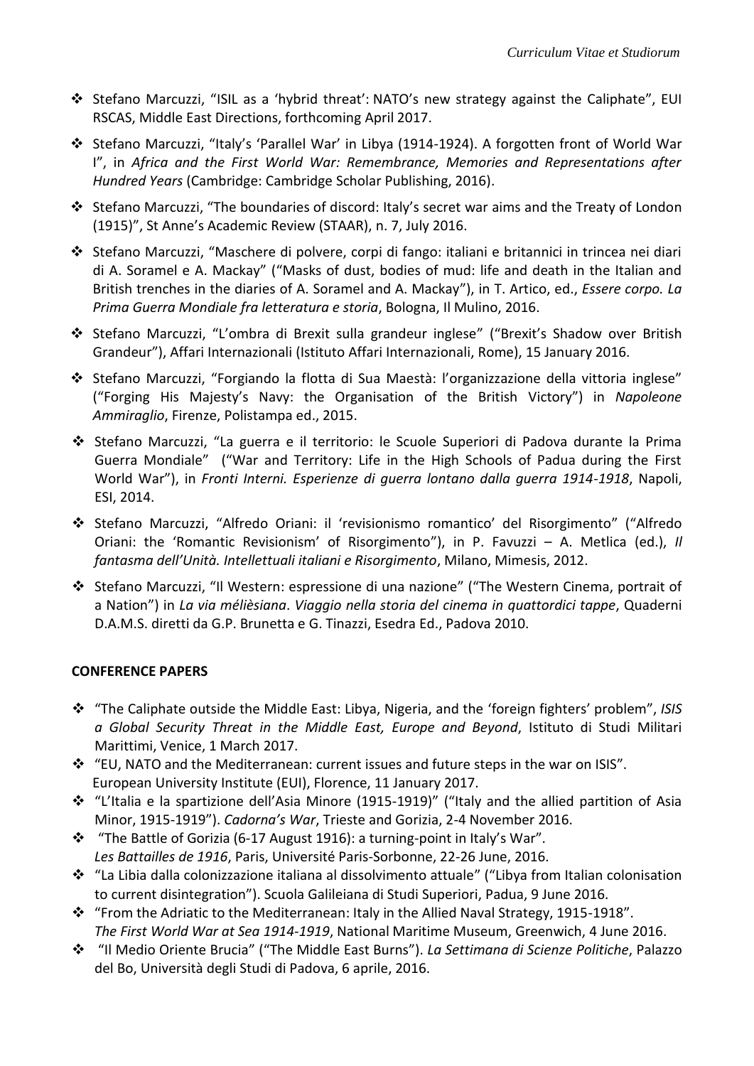- Stefano Marcuzzi, "ISIL as a 'hybrid threat': NATO's new strategy against the Caliphate", EUI RSCAS, Middle East Directions, forthcoming April 2017.
- Stefano Marcuzzi, "Italy's 'Parallel War' in Libya (1914-1924). A forgotten front of World War I", in *Africa and the First World War: Remembrance, Memories and Representations after Hundred Years* (Cambridge: Cambridge Scholar Publishing, 2016).
- Stefano Marcuzzi, "The boundaries of discord: Italy's secret war aims and the Treaty of London (1915)", St Anne's Academic Review (STAAR), n. 7, July 2016.
- Stefano Marcuzzi, "Maschere di polvere, corpi di fango: italiani e britannici in trincea nei diari di A. Soramel e A. Mackay" ("Masks of dust, bodies of mud: life and death in the Italian and British trenches in the diaries of A. Soramel and A. Mackay"), in T. Artico, ed., *Essere corpo. La Prima Guerra Mondiale fra letteratura e storia*, Bologna, Il Mulino, 2016.
- Stefano Marcuzzi, "L'ombra di Brexit sulla grandeur inglese" ("Brexit's Shadow over British Grandeur"), Affari Internazionali (Istituto Affari Internazionali, Rome), 15 January 2016.
- Stefano Marcuzzi, "Forgiando la flotta di Sua Maestà: l'organizzazione della vittoria inglese" ("Forging His Majesty's Navy: the Organisation of the British Victory") in *Napoleone Ammiraglio*, Firenze, Polistampa ed., 2015.
- Stefano Marcuzzi, "La guerra e il territorio: le Scuole Superiori di Padova durante la Prima Guerra Mondiale" ("War and Territory: Life in the High Schools of Padua during the First World War"), in *Fronti Interni. Esperienze di guerra lontano dalla guerra 1914-1918*, Napoli, ESI, 2014.
- Stefano Marcuzzi, "Alfredo Oriani: il 'revisionismo romantico' del Risorgimento" ("Alfredo Oriani: the 'Romantic Revisionism' of Risorgimento"), in P. Favuzzi – A. Metlica (ed.), *Il fantasma dell'Unità. Intellettuali italiani e Risorgimento*, Milano, Mimesis, 2012.
- Stefano Marcuzzi, "Il Western: espressione di una nazione" ("The Western Cinema, portrait of a Nation") in *La via mélièsiana*. *Viaggio nella storia del cinema in quattordici tappe*, Quaderni D.A.M.S. diretti da G.P. Brunetta e G. Tinazzi, Esedra Ed., Padova 2010.

**CONFERENCE PAPERS**

- "The Caliphate outside the Middle East: Libya, Nigeria, and the 'foreign fighters' problem", *ISIS a Global Security Threat in the Middle East, Europe and Beyond*, Istituto di Studi Militari Marittimi, Venice, 1 March 2017.
- "EU, NATO and the Mediterranean: current issues and future steps in the war on ISIS". European University Institute (EUI), Florence, 11 January 2017.
- "L'Italia e la spartizione dell'Asia Minore (1915-1919)" ("Italy and the allied partition of Asia Minor, 1915-1919"). *Cadorna's War*, Trieste and Gorizia, 2-4 November 2016.
- "The Battle of Gorizia (6-17 August 1916): a turning-point in Italy's War". *Les Battailles de 1916*, Paris, Université Paris-Sorbonne, 22-26 June, 2016.
- "La Libia dalla colonizzazione italiana al dissolvimento attuale" ("Libya from Italian colonisation to current disintegration"). Scuola Galileiana di Studi Superiori, Padua, 9 June 2016.
- "From the Adriatic to the Mediterranean: Italy in the Allied Naval Strategy, 1915-1918". *The First World War at Sea 1914-1919*, National Maritime Museum, Greenwich, 4 June 2016.
- "Il Medio Oriente Brucia" ("The Middle East Burns"). *La Settimana di Scienze Politiche*, Palazzo del Bo, Università degli Studi di Padova, 6 aprile, 2016.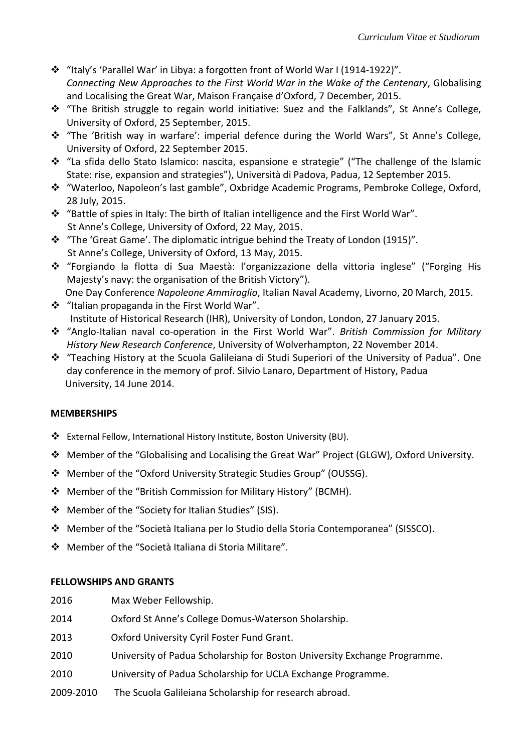- "Italy's 'Parallel War' in Libya: a forgotten front of World War I (1914-1922)". *Connecting New Approaches to the First World War in the Wake of the Centenary*, Globalising and Localising the Great War, Maison Française d'Oxford, 7 December, 2015.
- "The British struggle to regain world initiative: Suez and the Falklands", St Anne's College, University of Oxford, 25 September, 2015.
- "The 'British way in warfare': imperial defence during the World Wars", St Anne's College, University of Oxford, 22 September 2015.
- "La sfida dello Stato Islamico: nascita, espansione e strategie" ("The challenge of the Islamic State: rise, expansion and strategies"), Università di Padova, Padua, 12 September 2015.
- "Waterloo, Napoleon's last gamble", Oxbridge Academic Programs, Pembroke College, Oxford, 28 July, 2015.
- "Battle of spies in Italy: The birth of Italian intelligence and the First World War". St Anne's College, University of Oxford, 22 May, 2015.
- "The 'Great Game'. The diplomatic intrigue behind the Treaty of London (1915)". St Anne's College, University of Oxford, 13 May, 2015.
- "Forgiando la flotta di Sua Maestà: l'organizzazione della vittoria inglese" ("Forging His Majesty's navy: the organisation of the British Victory"). One Day Conference *Napoleone Ammiraglio*, Italian Naval Academy, Livorno, 20 March, 2015.
- "Italian propaganda in the First World War". Institute of Historical Research (IHR), University of London, London, 27 January 2015.
- "Anglo-Italian naval co-operation in the First World War". *British Commission for Military History New Research Conference*, University of Wolverhampton, 22 November 2014.
- "Teaching History at the Scuola Galileiana di Studi Superiori of the University of Padua". One day conference in the memory of prof. Silvio Lanaro, Department of History, Padua University, 14 June 2014.

**MEMBERSHIPS**

- External Fellow, International History Institute, Boston University (BU).
- Member of the "Globalising and Localising the Great War" Project (GLGW), Oxford University.
- Member of the "Oxford University Strategic Studies Group" (OUSSG).
- Member of the "British Commission for Military History" (BCMH).
- Member of the "Society for Italian Studies" (SIS).
- Member of the "Società Italiana per lo Studio della Storia Contemporanea" (SISSCO).
- Member of the "Società Italiana di Storia Militare".

**FELLOWSHIPS AND GRANTS**

2016 Max Weber Fellowship.

2014 Oxford St Anne's College Domus-Waterson Sholarship.

2013 Oxford University Cyril Foster Fund Grant.

2010 University of Padua Scholarship for Boston University Exchange Programme.

2010 University of Padua Scholarship for UCLA Exchange Programme.

2009-2010 The Scuola Galileiana Scholarship for research abroad.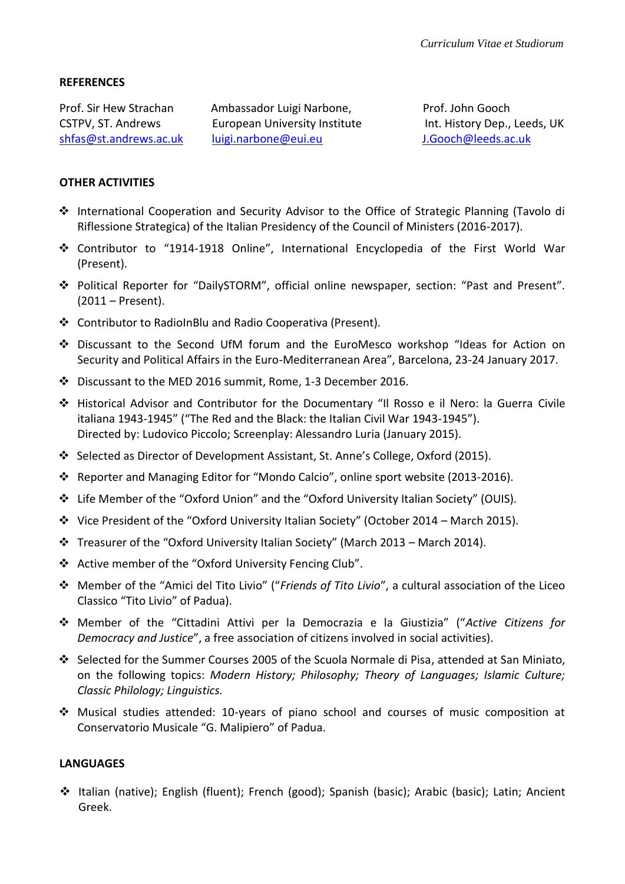## REFERENCES

| | | |
|---|---|---|
| Prof. Sir Hew Strachan | Ambassador Luigi Narbone, | Prof. John Gooch |
| CSTPV, ST. Andrews | European University Institute | Int. History Dep., Leeds, UK |
| shfas@st.andrews.ac.uk | luigi.narbone@eui.eu | J.Gooch@leeds.ac.uk |

## OTHER ACTIVITIES

- International Cooperation and Security Advisor to the Office of Strategic Planning (Tavolo di Riflessione Strategica) of the Italian Presidency of the Council of Ministers (2016-2017).
- Contributor to "1914-1918 Online", International Encyclopedia of the First World War (Present).
- Political Reporter for "DailySTORM", official online newspaper, section: "Past and Present". (2011 – Present).
- Contributor to RadioInBlu and Radio Cooperativa (Present).
- Discussant to the Second UfM forum and the EuroMesco workshop "Ideas for Action on Security and Political Affairs in the Euro-Mediterranean Area", Barcelona, 23-24 January 2017.
- Discussant to the MED 2016 summit, Rome, 1-3 December 2016.
- Historical Advisor and Contributor for the Documentary "Il Rosso e il Nero: la Guerra Civile italiana 1943-1945" ("The Red and the Black: the Italian Civil War 1943-1945"). Directed by: Ludovico Piccolo; Screenplay: Alessandro Luria (January 2015).
- Selected as Director of Development Assistant, St. Anne's College, Oxford (2015).
- Reporter and Managing Editor for "Mondo Calcio", online sport website (2013-2016).
- Life Member of the "Oxford Union" and the "Oxford University Italian Society" (OUIS).
- Vice President of the "Oxford University Italian Society" (October 2014 – March 2015).
- Treasurer of the "Oxford University Italian Society" (March 2013 – March 2014).
- Active member of the "Oxford University Fencing Club".
- Member of the "Amici del Tito Livio" ("*Friends of Tito Livio*", a cultural association of the Liceo Classico "Tito Livio" of Padua).
- Member of the "Cittadini Attivi per la Democrazia e la Giustizia" ("*Active Citizens for Democracy and Justice*", a free association of citizens involved in social activities).
- Selected for the Summer Courses 2005 of the Scuola Normale di Pisa, attended at San Miniato, on the following topics: *Modern History; Philosophy; Theory of Languages; Islamic Culture; Classic Philology; Linguistics.*
- Musical studies attended: 10-years of piano school and courses of music composition at Conservatorio Musicale "G. Malipiero" of Padua.

## LANGUAGES

- Italian (native); English (fluent); French (good); Spanish (basic); Arabic (basic); Latin; Ancient Greek.